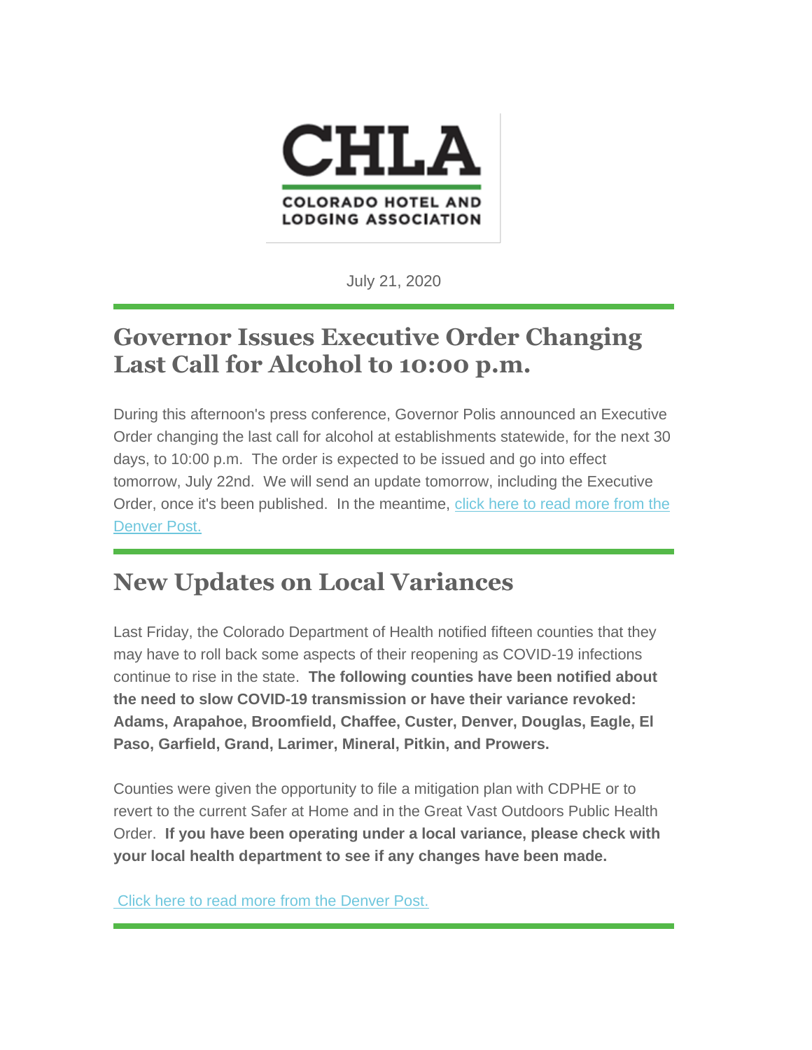**CHLA**

**COLORADO HOTEL AND LODGING ASSOCIATION**

July 21, 2020

## Governor Issues Executive Order Changing Last Call for Alcohol to 10:00 p.m.

During this afternoon's press conference, Governor Polis announced an Executive Order changing the last call for alcohol at establishments statewide, for the next 30 days, to 10:00 p.m. The order is expected to be issued and go into effect tomorrow, July 22nd. We will send an update tomorrow, including the Executive Order, once it's been published. In the meantime, click here to read more from the Denver Post.

## New Updates on Local Variances

Last Friday, the Colorado Department of Health notified fifteen counties that they may have to roll back some aspects of their reopening as COVID-19 infections continue to rise in the state. **The following counties have been notified about the need to slow COVID-19 transmission or have their variance revoked: Adams, Arapahoe, Broomfield, Chaffee, Custer, Denver, Douglas, Eagle, El Paso, Garfield, Grand, Larimer, Mineral, Pitkin, and Prowers.**

Counties were given the opportunity to file a mitigation plan with CDPHE or to revert to the current Safer at Home and in the Great Vast Outdoors Public Health Order. **If you have been operating under a local variance, please check with your local health department to see if any changes have been made.**

Click here to read more from the Denver Post.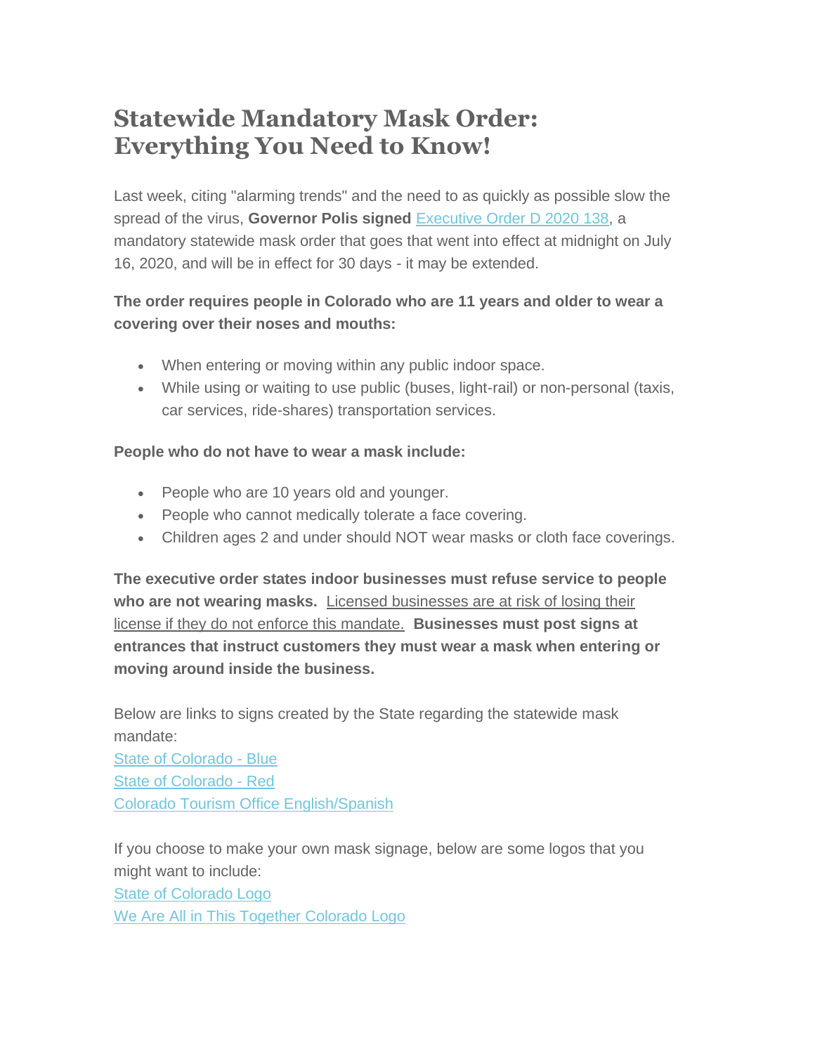# Statewide Mandatory Mask Order: Everything You Need to Know!

Last week, citing "alarming trends" and the need to as quickly as possible slow the spread of the virus, **Governor Polis signed** [Executive Order D 2020 138](), a mandatory statewide mask order that goes that went into effect at midnight on July 16, 2020, and will be in effect for 30 days - it may be extended.

**The order requires people in Colorado who are 11 years and older to wear a covering over their noses and mouths:**

- When entering or moving within any public indoor space.
- While using or waiting to use public (buses, light-rail) or non-personal (taxis, car services, ride-shares) transportation services.

**People who do not have to wear a mask include:**

- People who are 10 years old and younger.
- People who cannot medically tolerate a face covering.
- Children ages 2 and under should NOT wear masks or cloth face coverings.

**The executive order states indoor businesses must refuse service to people who are not wearing masks.** Licensed businesses are at risk of losing their license if they do not enforce this mandate. **Businesses must post signs at entrances that instruct customers they must wear a mask when entering or moving around inside the business.**

Below are links to signs created by the State regarding the statewide mask mandate:
[State of Colorado - Blue]()
[State of Colorado - Red]()
[Colorado Tourism Office English/Spanish]()

If you choose to make your own mask signage, below are some logos that you might want to include:
[State of Colorado Logo]()
[We Are All in This Together Colorado Logo]()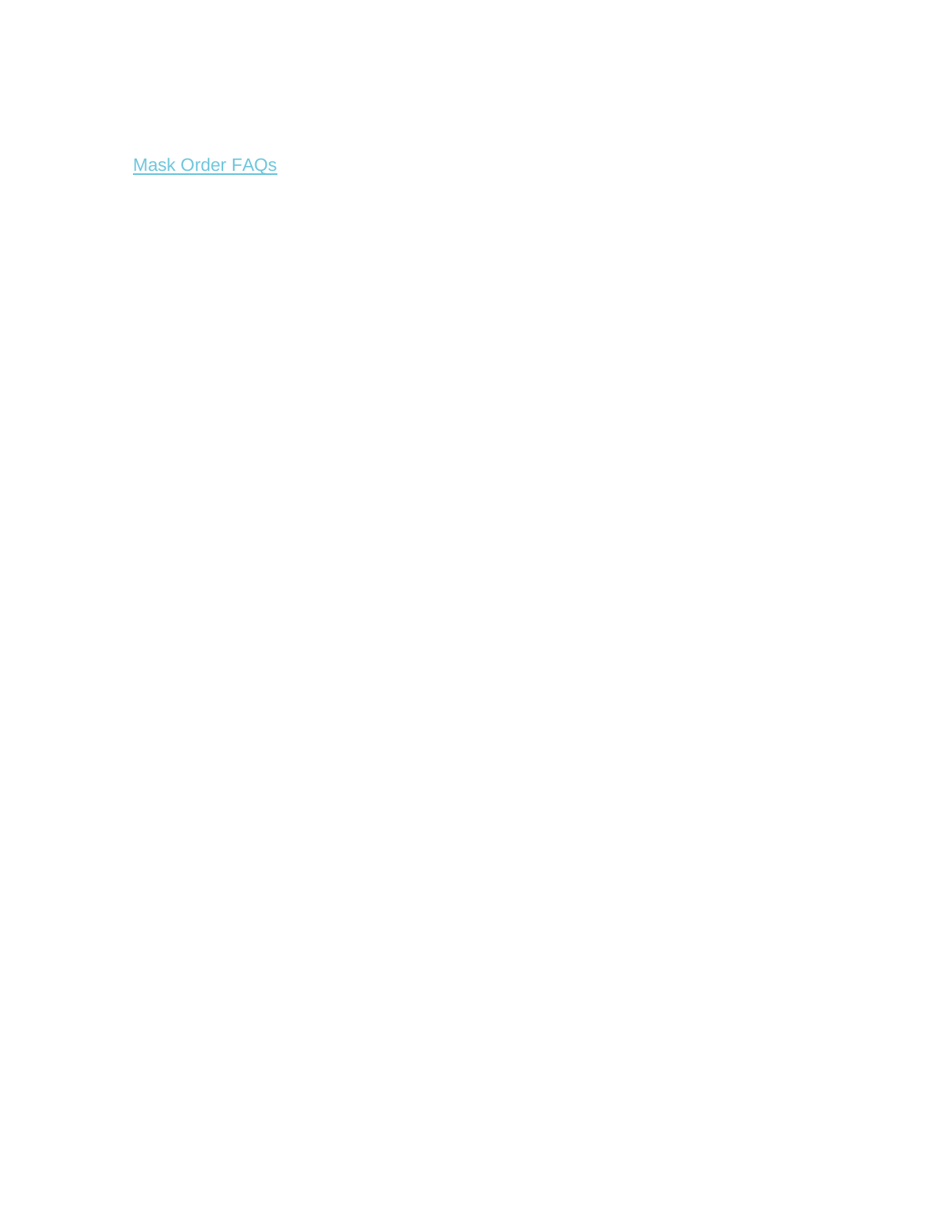Mask Order FAQs